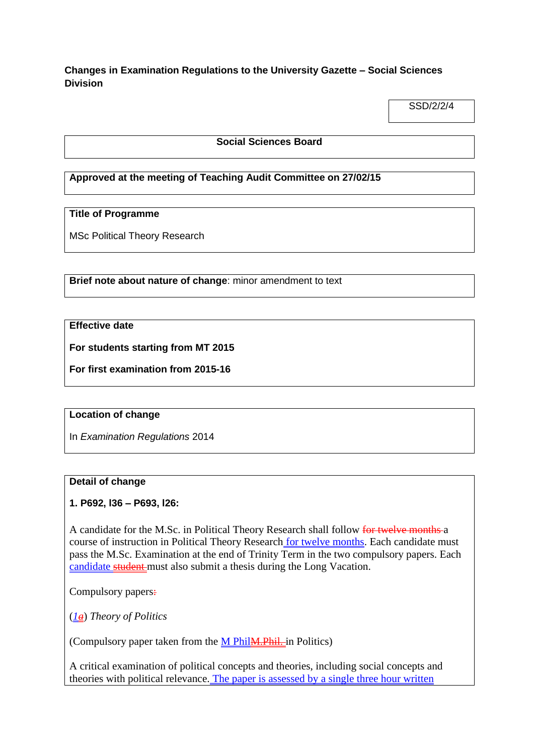**Changes in Examination Regulations to the University Gazette – Social Sciences Division**

SSD/2/2/4

**Social Sciences Board**

**Approved at the meeting of Teaching Audit Committee on 27/02/15**

**Title of Programme**

MSc Political Theory Research

**Brief note about nature of change**: minor amendment to text

**Effective date**

**For students starting from MT 2015**

**For first examination from 2015-16**

**Location of change**

In *Examination Regulations* 2014

**Detail of change**

**1. P692, l36 – P693, l26:**

A candidate for the M.Sc. in Political Theory Research shall follow ~~for twelve months~~ a course of instruction in Political Theory Research for twelve months. Each candidate must pass the M.Sc. Examination at the end of Trinity Term in the two compulsory papers. Each candidate ~~student~~ must also submit a thesis during the Long Vacation.

Compulsory papers~~:~~

(*1*~~*a*~~) *Theory of Politics*

(Compulsory paper taken from the M Phil~~M.Phil.~~ in Politics)

A critical examination of political concepts and theories, including social concepts and theories with political relevance. The paper is assessed by a single three hour written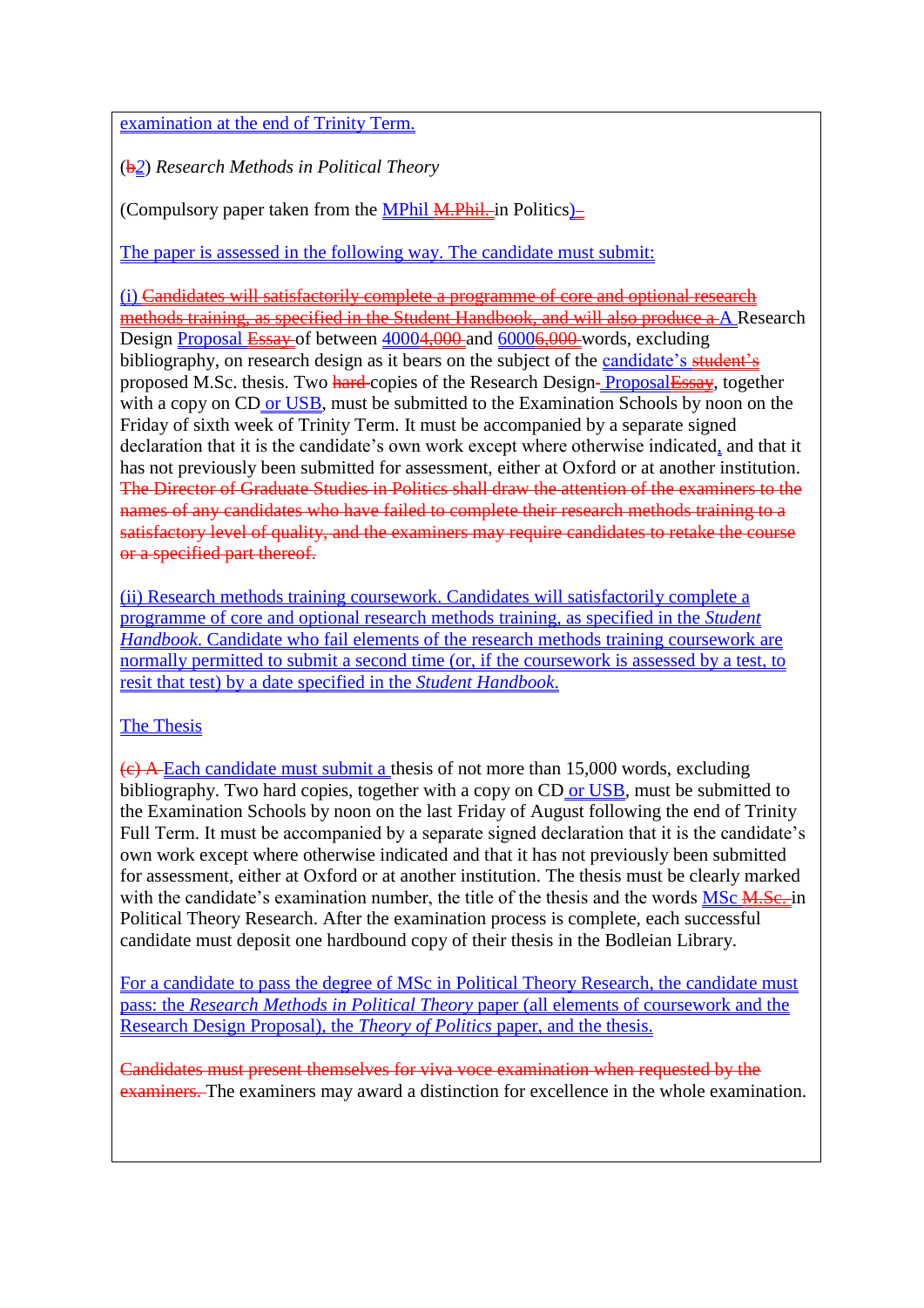examination at the end of Trinity Term.

(~~b~~2) *Research Methods in Political Theory*

(Compulsory paper taken from the MPhil ~~M.Phil.~~ in Politics)~~.~~

The paper is assessed in the following way. The candidate must submit:

(i) ~~Candidates will satisfactorily complete a programme of core and optional research methods training, as specified in the Student Handbook, and will also produce a~~ A Research Design Proposal ~~Essay~~ of between 4000~~4,000~~ and 6000~~6,000~~ words, excluding bibliography, on research design as it bears on the subject of the candidate's ~~student's~~ proposed M.Sc. thesis. Two ~~hard~~ copies of the Research Design~~-~~ Proposal~~Essay~~, together with a copy on CD or USB, must be submitted to the Examination Schools by noon on the Friday of sixth week of Trinity Term. It must be accompanied by a separate signed declaration that it is the candidate's own work except where otherwise indicated, and that it has not previously been submitted for assessment, either at Oxford or at another institution. ~~The Director of Graduate Studies in Politics shall draw the attention of the examiners to the names of any candidates who have failed to complete their research methods training to a satisfactory level of quality, and the examiners may require candidates to retake the course or a specified part thereof.~~

(ii) Research methods training coursework. Candidates will satisfactorily complete a programme of core and optional research methods training, as specified in the *Student Handbook*. Candidate who fail elements of the research methods training coursework are normally permitted to submit a second time (or, if the coursework is assessed by a test, to resit that test) by a date specified in the *Student Handbook*.

The Thesis

~~(c) A~~ Each candidate must submit a thesis of not more than 15,000 words, excluding bibliography. Two hard copies, together with a copy on CD or USB, must be submitted to the Examination Schools by noon on the last Friday of August following the end of Trinity Full Term. It must be accompanied by a separate signed declaration that it is the candidate's own work except where otherwise indicated and that it has not previously been submitted for assessment, either at Oxford or at another institution. The thesis must be clearly marked with the candidate's examination number, the title of the thesis and the words MSc ~~M.Sc.~~ in Political Theory Research. After the examination process is complete, each successful candidate must deposit one hardbound copy of their thesis in the Bodleian Library.

For a candidate to pass the degree of MSc in Political Theory Research, the candidate must pass: the *Research Methods in Political Theory* paper (all elements of coursework and the Research Design Proposal), the *Theory of Politics* paper, and the thesis.

~~Candidates must present themselves for viva voce examination when requested by the examiners.~~ The examiners may award a distinction for excellence in the whole examination.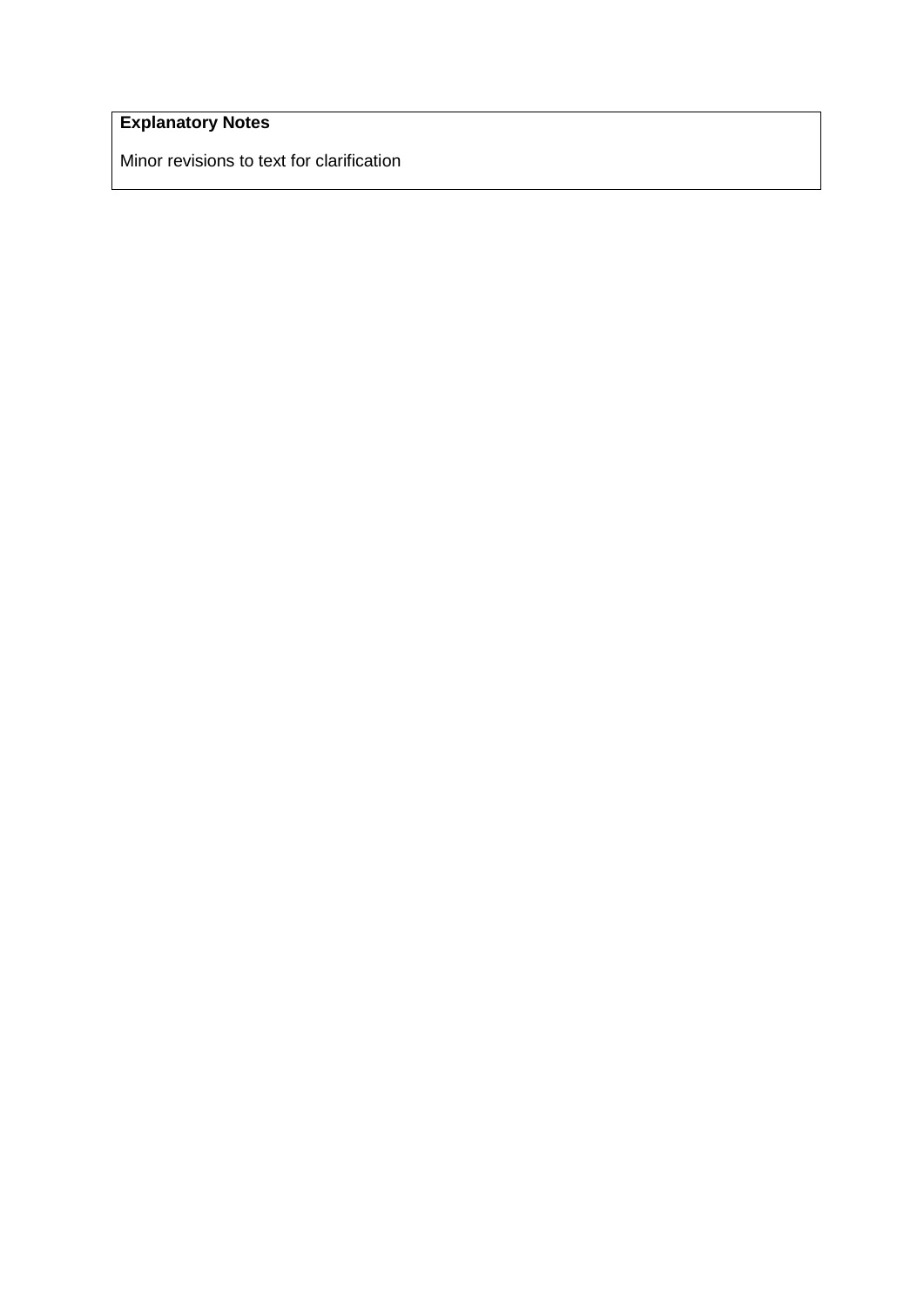**Explanatory Notes**

Minor revisions to text for clarification